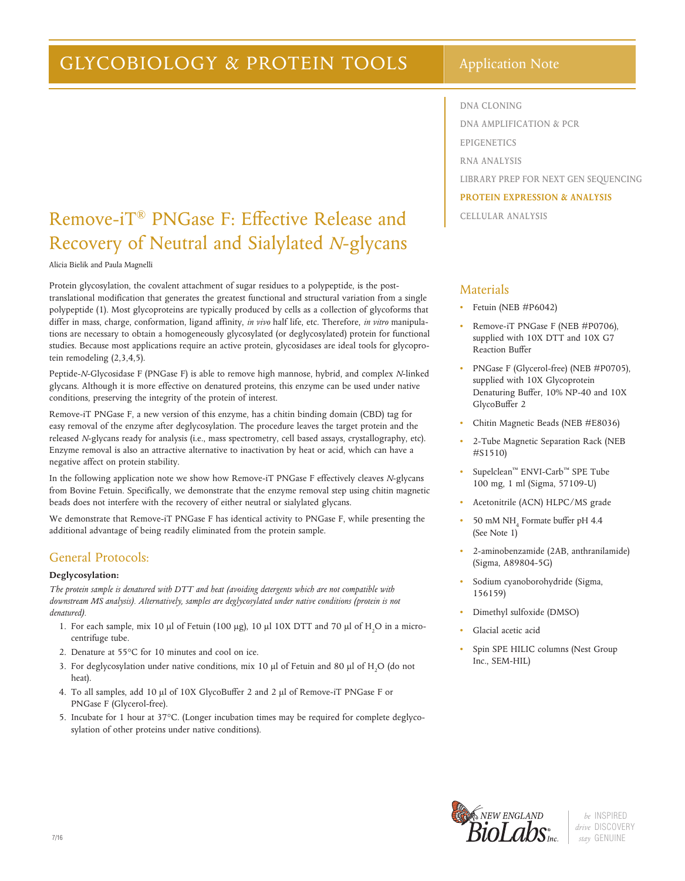# GLYCOBIOLOGY & PROTEIN TOOLS

Application Note

- DNA CLONING
- DNA AMPLIFICATION & PCR
- EPIGENETICS
- RNA ANALYSIS
- LIBRARY PREP FOR NEXT GEN SEQUENCING
- **PROTEIN EXPRESSION & ANALYSIS**
- CELLULAR ANALYSIS

# Remove-iT® PNGase F: Effective Release and Recovery of Neutral and Sialylated *N*-glycans

Alicia Bielik and Paula Magnelli

Protein glycosylation, the covalent attachment of sugar residues to a polypeptide, is the post-translational modification that generates the greatest functional and structural variation from a single polypeptide (1). Most glycoproteins are typically produced by cells as a collection of glycoforms that differ in mass, charge, conformation, ligand affinity, *in vivo* half life, etc. Therefore, *in vitro* manipulations are necessary to obtain a homogeneously glycosylated (or deglycosylated) protein for functional studies. Because most applications require an active protein, glycosidases are ideal tools for glycoprotein remodeling (2,3,4,5).

Peptide-*N*-Glycosidase F (PNGase F) is able to remove high mannose, hybrid, and complex *N*-linked glycans. Although it is more effective on denatured proteins, this enzyme can be used under native conditions, preserving the integrity of the protein of interest.

Remove-iT PNGase F, a new version of this enzyme, has a chitin binding domain (CBD) tag for easy removal of the enzyme after deglycosylation. The procedure leaves the target protein and the released *N*-glycans ready for analysis (i.e., mass spectrometry, cell based assays, crystallography, etc). Enzyme removal is also an attractive alternative to inactivation by heat or acid, which can have a negative affect on protein stability.

In the following application note we show how Remove-iT PNGase F effectively cleaves *N*-glycans from Bovine Fetuin. Specifically, we demonstrate that the enzyme removal step using chitin magnetic beads does not interfere with the recovery of either neutral or sialylated glycans.

We demonstrate that Remove-iT PNGase F has identical activity to PNGase F, while presenting the additional advantage of being readily eliminated from the protein sample.

## Materials

- Fetuin (NEB #P6042)
- Remove-iT PNGase F (NEB #P0706), supplied with 10X DTT and 10X G7 Reaction Buffer
- PNGase F (Glycerol-free) (NEB #P0705), supplied with 10X Glycoprotein Denaturing Buffer, 10% NP-40 and 10X GlycoBuffer 2
- Chitin Magnetic Beads (NEB #E8036)
- 2-Tube Magnetic Separation Rack (NEB #S1510)
- Supelclean™ ENVI-Carb™ SPE Tube 100 mg, 1 ml (Sigma, 57109-U)
- Acetonitrile (ACN) HLPC/MS grade
- 50 mM $NH_4$ Formate buffer pH 4.4 (See Note 1)
- 2-aminobenzamide (2AB, anthranilamide) (Sigma, A89804-5G)
- Sodium cyanoborohydride (Sigma, 156159)
- Dimethyl sulfoxide (DMSO)
- Glacial acetic acid
- Spin SPE HILIC columns (Nest Group Inc., SEM-HIL)

## General Protocols:

**Deglycosylation:**

*The protein sample is denatured with DTT and heat (avoiding detergents which are not compatible with downstream MS analysis). Alternatively, samples are deglycosylated under native conditions (protein is not denatured).*

1. For each sample, mix 10 µl of Fetuin (100 µg), 10 µl 10X DTT and 70 µl of $H_2O$ in a microcentrifuge tube.
2. Denature at 55°C for 10 minutes and cool on ice.
3. For deglycosylation under native conditions, mix 10 µl of Fetuin and 80 µl of $H_2O$ (do not heat).
4. To all samples, add 10 µl of 10X GlycoBuffer 2 and 2 µl of Remove-iT PNGase F or PNGase F (Glycerol-free).
5. Incubate for 1 hour at 37°C. (Longer incubation times may be required for complete deglycosylation of other proteins under native conditions).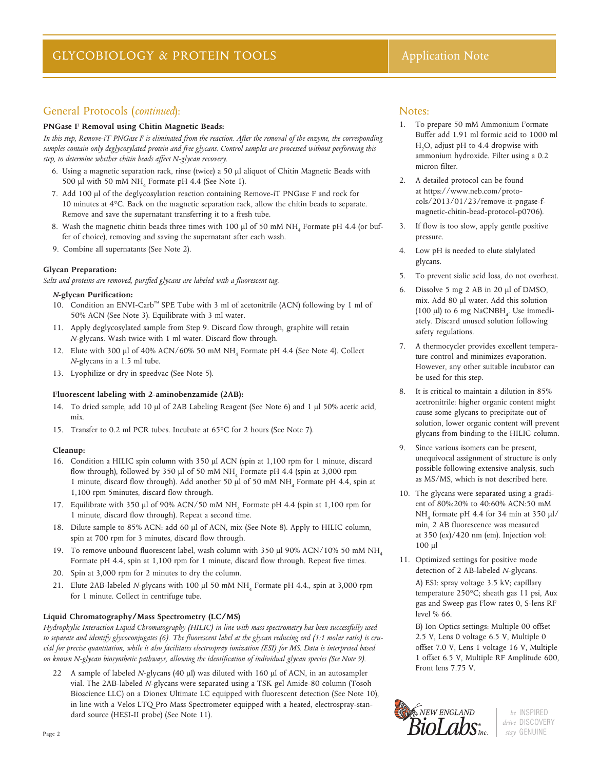## General Protocols (*continued*):

**PNGase F Removal using Chitin Magnetic Beads:**

*In this step, Remove-iT PNGase F is eliminated from the reaction. After the removal of the enzyme, the corresponding samples contain only deglycosylated protein and free glycans. Control samples are processed without performing this step, to determine whether chitin beads affect N-glycan recovery.*

6. Using a magnetic separation rack, rinse (twice) a 50 µl aliquot of Chitin Magnetic Beads with 500 µl with 50 mM $NH_4$ Formate pH 4.4 (See Note 1).
7. Add 100 µl of the deglycosylation reaction containing Remove-iT PNGase F and rock for 10 minutes at 4°C. Back on the magnetic separation rack, allow the chitin beads to separate. Remove and save the supernatant transferring it to a fresh tube.
8. Wash the magnetic chitin beads three times with 100 µl of 50 mM $NH_4$ Formate pH 4.4 (or buffer of choice), removing and saving the supernatant after each wash.
9. Combine all supernatants (See Note 2).

**Glycan Preparation:**

*Salts and proteins are removed, purified glycans are labeled with a fluorescent tag.*

***N*-glycan Purification:**

10. Condition an ENVI-Carb™ SPE Tube with 3 ml of acetonitrile (ACN) following by 1 ml of 50% ACN (See Note 3). Equilibrate with 3 ml water.
11. Apply deglycosylated sample from Step 9. Discard flow through, graphite will retain *N*-glycans. Wash twice with 1 ml water. Discard flow through.
12. Elute with 300 µl of 40% ACN/60% 50 mM $NH_4$ Formate pH 4.4 (See Note 4). Collect *N*-glycans in a 1.5 ml tube.
13. Lyophilize or dry in speedvac (See Note 5).

**Fluorescent labeling with 2-aminobenzamide (2AB):**

14. To dried sample, add 10 µl of 2AB Labeling Reagent (See Note 6) and 1 µl 50% acetic acid, mix.
15. Transfer to 0.2 ml PCR tubes. Incubate at 65°C for 2 hours (See Note 7).

**Cleanup:**

16. Condition a HILIC spin column with 350 µl ACN (spin at 1,100 rpm for 1 minute, discard flow through), followed by 350 µl of 50 mM $NH_4$ Formate pH 4.4 (spin at 3,000 rpm 1 minute, discard flow through). Add another 50 µl of 50 mM $NH_4$ Formate pH 4.4, spin at 1,100 rpm 5minutes, discard flow through.
17. Equilibrate with 350 µl of 90% ACN/50 mM $NH_4$ Formate pH 4.4 (spin at 1,100 rpm for 1 minute, discard flow through). Repeat a second time.
18. Dilute sample to 85% ACN: add 60 µl of ACN, mix (See Note 8). Apply to HILIC column, spin at 700 rpm for 3 minutes, discard flow through.
19. To remove unbound fluorescent label, wash column with 350 µl 90% ACN/10% 50 mM $NH_4$ Formate pH 4.4, spin at 1,100 rpm for 1 minute, discard flow through. Repeat five times.
20. Spin at 3,000 rpm for 2 minutes to dry the column.
21. Elute 2AB-labeled *N*-glycans with 100 µl 50 mM $NH_4$ Formate pH 4.4., spin at 3,000 rpm for 1 minute. Collect in centrifuge tube.

**Liquid Chromatography/Mass Spectrometry (LC/MS)**

*Hydrophylic Interaction Liquid Chromatography (HILIC) in line with mass spectrometry has been successfully used to separate and identify glycoconjugates (6). The fluorescent label at the glycan reducing end (1:1 molar ratio) is crucial for precise quantitation, while it also facilitates electrospray ionization (ESI) for MS. Data is interpreted based on known N-glycan biosynthetic pathways, allowing the identification of individual glycan species (See Note 9).*

22. A sample of labeled *N*-glycans (40 µl) was diluted with 160 µl of ACN, in an autosampler vial. The 2AB-labeled *N*-glycans were separated using a TSK gel Amide-80 column (Tosoh Bioscience LLC) on a Dionex Ultimate LC equipped with fluorescent detection (See Note 10), in line with a Velos LTQ Pro Mass Spectrometer equipped with a heated, electrospray-standard source (HESI-II probe) (See Note 11).

## Notes:

1. To prepare 50 mM Ammonium Formate Buffer add 1.91 ml formic acid to 1000 ml $H_2O$, adjust pH to 4.4 dropwise with ammonium hydroxide. Filter using a 0.2 micron filter.
2. A detailed protocol can be found at https://www.neb.com/protocols/2013/01/23/remove-it-pngase-f-magnetic-chitin-bead-protocol-p0706).
3. If flow is too slow, apply gentle positive pressure.
4. Low pH is needed to elute sialylated glycans.
5. To prevent sialic acid loss, do not overheat.
6. Dissolve 5 mg 2 AB in 20 µl of DMSO, mix. Add 80 µl water. Add this solution (100 µl) to 6 mg $NaCNBH_4$. Use immediately. Discard unused solution following safety regulations.
7. A thermocycler provides excellent temperature control and minimizes evaporation. However, any other suitable incubator can be used for this step.
8. It is critical to maintain a dilution in 85% acetonitrile: higher organic content might cause some glycans to precipitate out of solution, lower organic content will prevent glycans from binding to the HILIC column.
9. Since various isomers can be present, unequivocal assignment of structure is only possible following extensive analysis, such as MS/MS, which is not described here.
10. The glycans were separated using a gradient of 80%:20% to 40:60% ACN:50 mM $NH_4$ formate pH 4.4 for 34 min at 350 µl/min, 2 AB fluorescence was measured at 350 (ex)/420 nm (em). Injection vol: 100 µl
11. Optimized settings for positive mode detection of 2 AB-labeled *N*-glycans.

    A) ESI: spray voltage 3.5 kV; capillary temperature 250°C; sheath gas 11 psi, Aux gas and Sweep gas Flow rates 0, S-lens RF level % 66.

    B) Ion Optics settings: Multiple 00 offset 2.5 V, Lens 0 voltage 6.5 V, Multiple 0 offset 7.0 V, Lens 1 voltage 16 V, Multiple 1 offset 6.5 V, Multiple RF Amplitude 600, Front lens 7.75 V.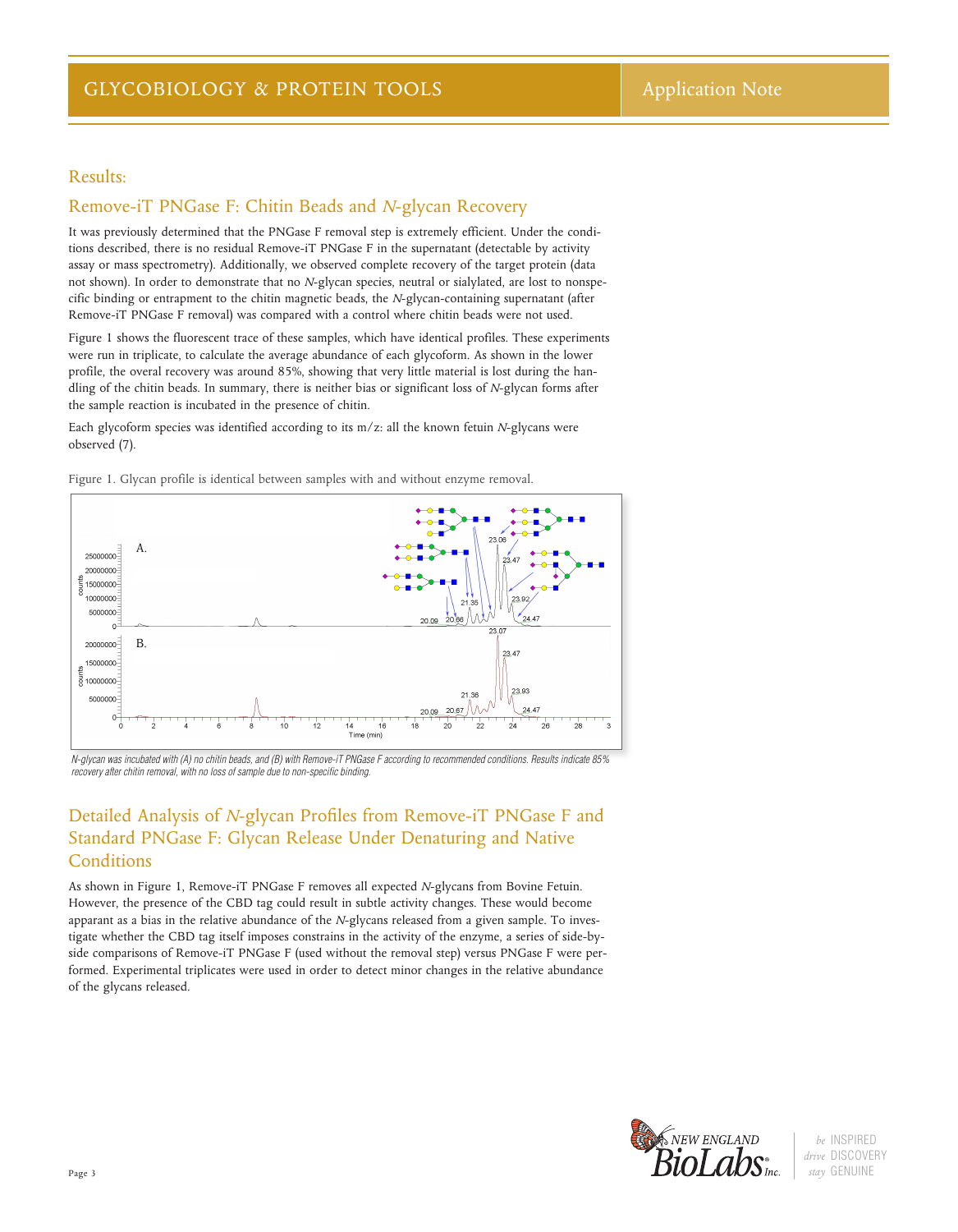## Results:

### Remove-iT PNGase F: Chitin Beads and *N*-glycan Recovery

It was previously determined that the PNGase F removal step is extremely efficient. Under the conditions described, there is no residual Remove-iT PNGase F in the supernatant (detectable by activity assay or mass spectrometry). Additionally, we observed complete recovery of the target protein (data not shown). In order to demonstrate that no *N*-glycan species, neutral or sialylated, are lost to nonspecific binding or entrapment to the chitin magnetic beads, the *N*-glycan-containing supernatant (after Remove-iT PNGase F removal) was compared with a control where chitin beads were not used.

Figure 1 shows the fluorescent trace of these samples, which have identical profiles. These experiments were run in triplicate, to calculate the average abundance of each glycoform. As shown in the lower profile, the overal recovery was around 85%, showing that very little material is lost during the handling of the chitin beads. In summary, there is neither bias or significant loss of *N*-glycan forms after the sample reaction is incubated in the presence of chitin.

Each glycoform species was identified according to its m/z: all the known fetuin *N*-glycans were observed (7).

Figure 1. Glycan profile is identical between samples with and without enzyme removal.

*N-glycan was incubated with (A) no chitin beads, and (B) with Remove-iT PNGase F according to recommended conditions. Results indicate 85% recovery after chitin removal, with no loss of sample due to non-specific binding.*

### Detailed Analysis of *N*-glycan Profiles from Remove-iT PNGase F and Standard PNGase F: Glycan Release Under Denaturing and Native Conditions

As shown in Figure 1, Remove-iT PNGase F removes all expected *N*-glycans from Bovine Fetuin. However, the presence of the CBD tag could result in subtle activity changes. These would become apparent as a bias in the relative abundance of the *N*-glycans released from a given sample. To investigate whether the CBD tag itself imposes constrains in the activity of the enzyme, a series of side-by-side comparisons of Remove-iT PNGase F (used without the removal step) versus PNGase F were performed. Experimental triplicates were used in order to detect minor changes in the relative abundance of the glycans released.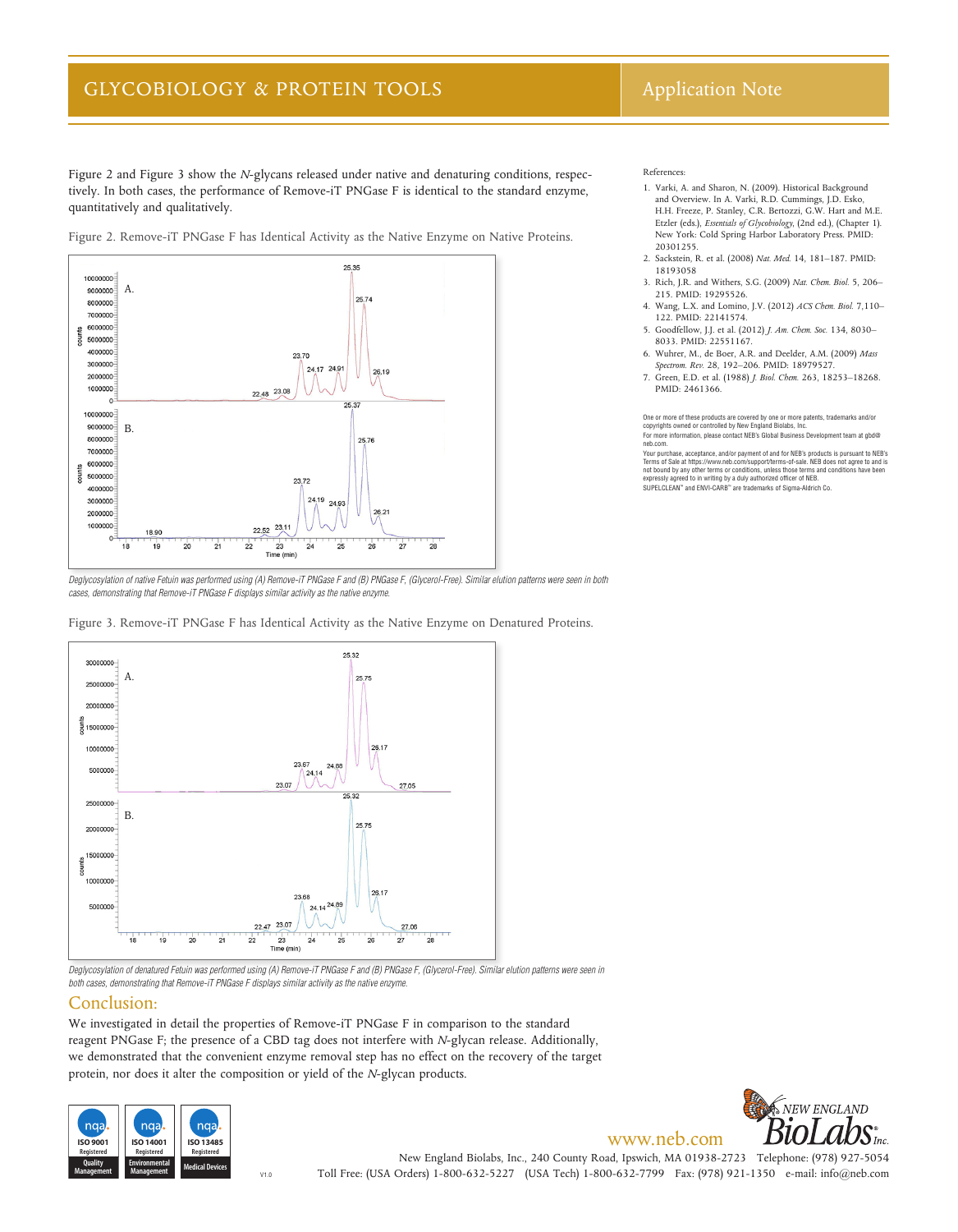Figure 2 and Figure 3 show the *N*-glycans released under native and denaturing conditions, respectively. In both cases, the performance of Remove-iT PNGase F is identical to the standard enzyme, quantitatively and qualitatively.

Figure 2. Remove-iT PNGase F has Identical Activity as the Native Enzyme on Native Proteins.

A.
counts
10000000
9000000
8000000
7000000
6000000
5000000
4000000
3000000
2000000
1000000
0
25.35
25.74
23.70
24.17
24.91
26.19
22.48
23.08

B.
counts
10000000
9000000
8000000
7000000
6000000
5000000
4000000
3000000
2000000
1000000
0
25.37
25.76
23.72
24.19
24.93
26.21
18.90
22.52
23.11
18 19 20 21 22 23 24 25 26 27 28
Time (min)

*Deglycosylation of native Fetuin was performed using (A) Remove-iT PNGase F and (B) PNGase F, (Glycerol-Free). Similar elution patterns were seen in both cases, demonstrating that Remove-iT PNGase F displays similar activity as the native enzyme.*

Figure 3. Remove-iT PNGase F has Identical Activity as the Native Enzyme on Denatured Proteins.

A.
counts
30000000
25000000
20000000
15000000
10000000
5000000
25.32
25.75
26.17
23.67
24.14
24.88
23.07
27.05

B.
counts
25000000
20000000
15000000
10000000
5000000
25.32
25.75
26.17
23.68
24.14
24.89
22.47
23.07
27.06
18 19 20 21 22 23 24 25 26 27 28
Time (min)

*Deglycosylation of denatured Fetuin was performed using (A) Remove-iT PNGase F and (B) PNGase F, (Glycerol-Free). Similar elution patterns were seen in both cases, demonstrating that Remove-iT PNGase F displays similar activity as the native enzyme.*

## Conclusion:

We investigated in detail the properties of Remove-iT PNGase F in comparison to the standard reagent PNGase F; the presence of a CBD tag does not interfere with *N*-glycan release. Additionally, we demonstrated that the convenient enzyme removal step has no effect on the recovery of the target protein, nor does it alter the composition or yield of the *N*-glycan products.

References:

1. Varki, A. and Sharon, N. (2009). Historical Background and Overview. In A. Varki, R.D. Cummings, J.D. Esko, H.H. Freeze, P. Stanley, C.R. Bertozzi, G.W. Hart and M.E. Etzler (eds.), *Essentials of Glycobiology*, (2nd ed.), (Chapter 1). New York: Cold Spring Harbor Laboratory Press. PMID: 20301255.
2. Sackstein, R. et al. (2008) *Nat. Med.* 14, 181–187. PMID: 18193058
3. Rich, J.R. and Withers, S.G. (2009) *Nat. Chem. Biol.* 5, 206–215. PMID: 19295526.
4. Wang, L.X. and Lomino, J.V. (2012) *ACS Chem. Biol.* 7,110–122. PMID: 22141574.
5. Goodfellow, J.J. et al. (2012) *J. Am. Chem. Soc.* 134, 8030–8033. PMID: 22551167.
6. Wuhrer, M., de Boer, A.R. and Deelder, A.M. (2009) *Mass Spectrom. Rev.* 28, 192–206. PMID: 18979527.
7. Green, E.D. et al. (1988) *J. Biol. Chem.* 263, 18253–18268. PMID: 2461366.

One or more of these products are covered by one or more patents, trademarks and/or copyrights owned or controlled by New England Biolabs, Inc.
For more information, please contact NEB's Global Business Development team at gbd@neb.com.
Your purchase, acceptance, and/or payment of and for NEB's products is pursuant to NEB's Terms of Sale at https://www.neb.com/support/terms-of-sale. NEB does not agree to and is not bound by any other terms or conditions, unless those terms and conditions have been expressly agreed to in writing by a duly authorized officer of NEB.
SUPELCLEAN™ and ENVI-CARB™ are trademarks of Sigma-Aldrich Co.

ISO 9001 Registered Quality Management | ISO 14001 Registered Environmental Management | ISO 13485 Registered Medical Devices

V1.0

www.neb.com

New England Biolabs, Inc., 240 County Road, Ipswich, MA 01938-2723 Telephone: (978) 927-5054
Toll Free: (USA Orders) 1-800-632-5227 (USA Tech) 1-800-632-7799 Fax: (978) 921-1350 e-mail: info@neb.com